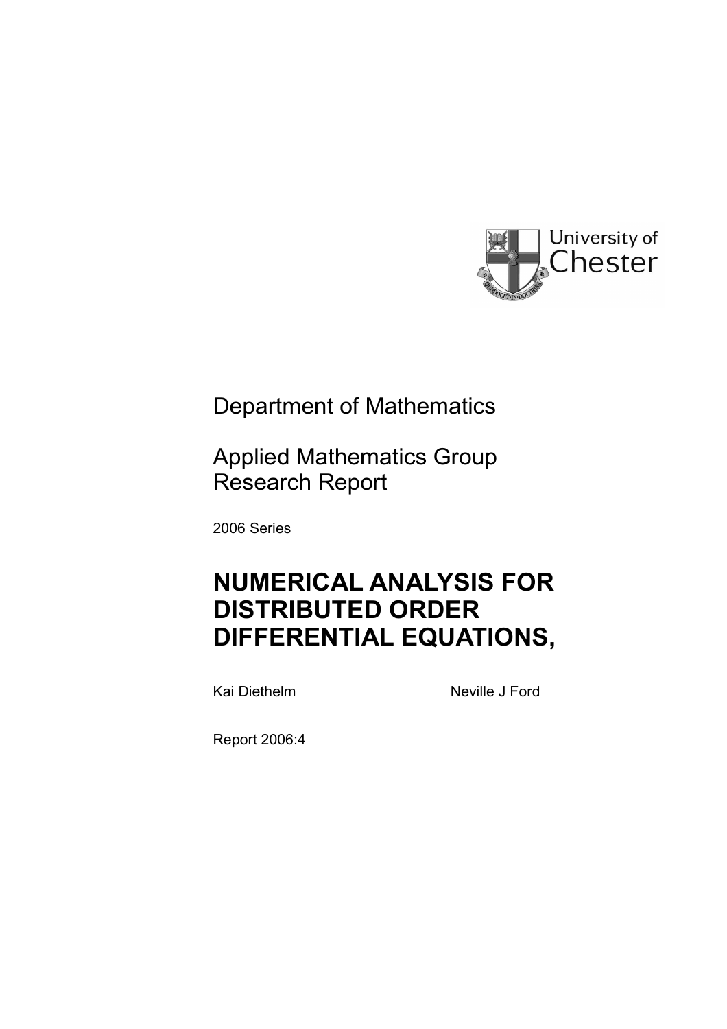University of Chester

Department of Mathematics

Applied Mathematics Group
Research Report

2006 Series

# NUMERICAL ANALYSIS FOR DISTRIBUTED ORDER DIFFERENTIAL EQUATIONS,

Kai Diethelm Neville J Ford

Report 2006:4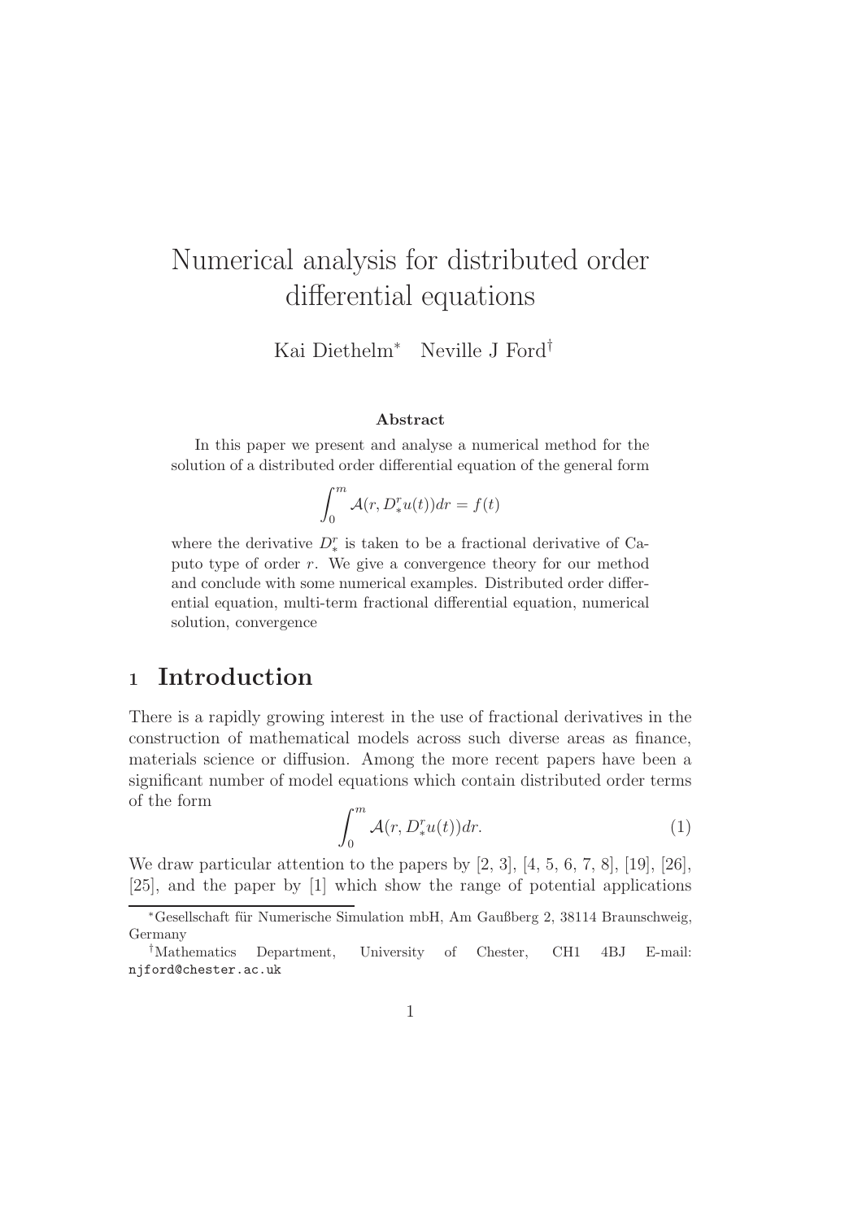# Numerical analysis for distributed order differential equations

Kai Diethelm* Neville J Ford†

### Abstract

In this paper we present and analyse a numerical method for the solution of a distributed order differential equation of the general form

$$\int_0^m \mathcal{A}(r, D_*^r u(t))dr = f(t)$$

where the derivative $D_*^r$ is taken to be a fractional derivative of Caputo type of order $r$. We give a convergence theory for our method and conclude with some numerical examples. Distributed order differential equation, multi-term fractional differential equation, numerical solution, convergence

## 1 Introduction

There is a rapidly growing interest in the use of fractional derivatives in the construction of mathematical models across such diverse areas as finance, materials science or diffusion. Among the more recent papers have been a significant number of model equations which contain distributed order terms of the form

$$\int_0^m \mathcal{A}(r, D_*^r u(t))dr. \tag{1}$$

We draw particular attention to the papers by [2, 3], [4, 5, 6, 7, 8], [19], [26], [25], and the paper by [1] which show the range of potential applications

*Gesellschaft für Numerische Simulation mbH, Am Gaußberg 2, 38114 Braunschweig, Germany

†Mathematics Department, University of Chester, CH1 4BJ E-mail: njford@chester.ac.uk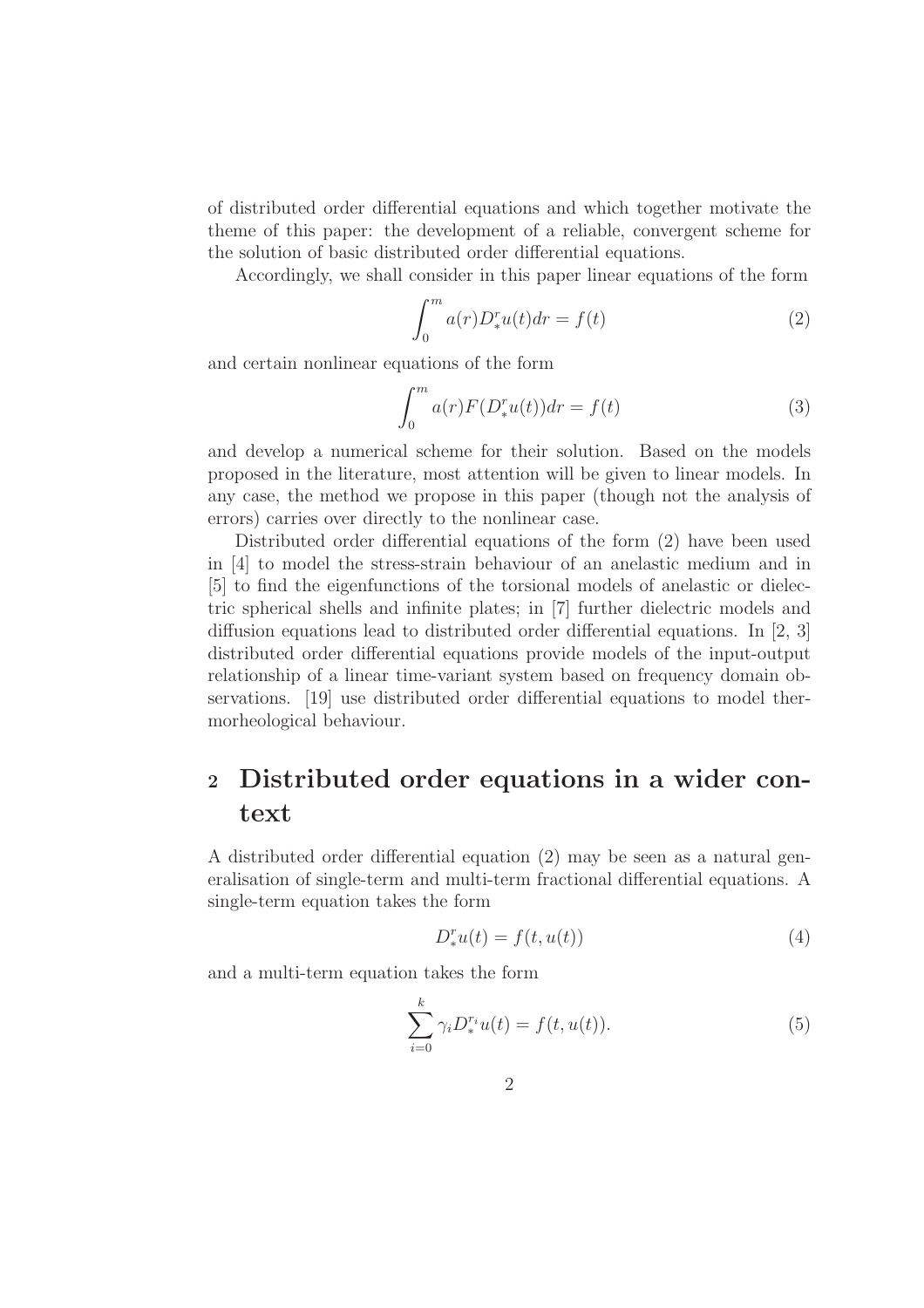of distributed order differential equations and which together motivate the theme of this paper: the development of a reliable, convergent scheme for the solution of basic distributed order differential equations.

Accordingly, we shall consider in this paper linear equations of the form

$$\int_0^m a(r) D_*^r u(t) dr = f(t) \tag{2}$$

and certain nonlinear equations of the form

$$\int_0^m a(r) F(D_*^r u(t)) dr = f(t) \tag{3}$$

and develop a numerical scheme for their solution. Based on the models proposed in the literature, most attention will be given to linear models. In any case, the method we propose in this paper (though not the analysis of errors) carries over directly to the nonlinear case.

Distributed order differential equations of the form (2) have been used in [4] to model the stress-strain behaviour of an anelastic medium and in [5] to find the eigenfunctions of the torsional models of anelastic or dielectric spherical shells and infinite plates; in [7] further dielectric models and diffusion equations lead to distributed order differential equations. In [2, 3] distributed order differential equations provide models of the input-output relationship of a linear time-variant system based on frequency domain observations. [19] use distributed order differential equations to model thermorheological behaviour.

## 2 Distributed order equations in a wider context

A distributed order differential equation (2) may be seen as a natural generalisation of single-term and multi-term fractional differential equations. A single-term equation takes the form

$$D_*^r u(t) = f(t, u(t)) \tag{4}$$

and a multi-term equation takes the form

$$\sum_{i=0}^{k} \gamma_i D_*^{r_i} u(t) = f(t, u(t)). \tag{5}$$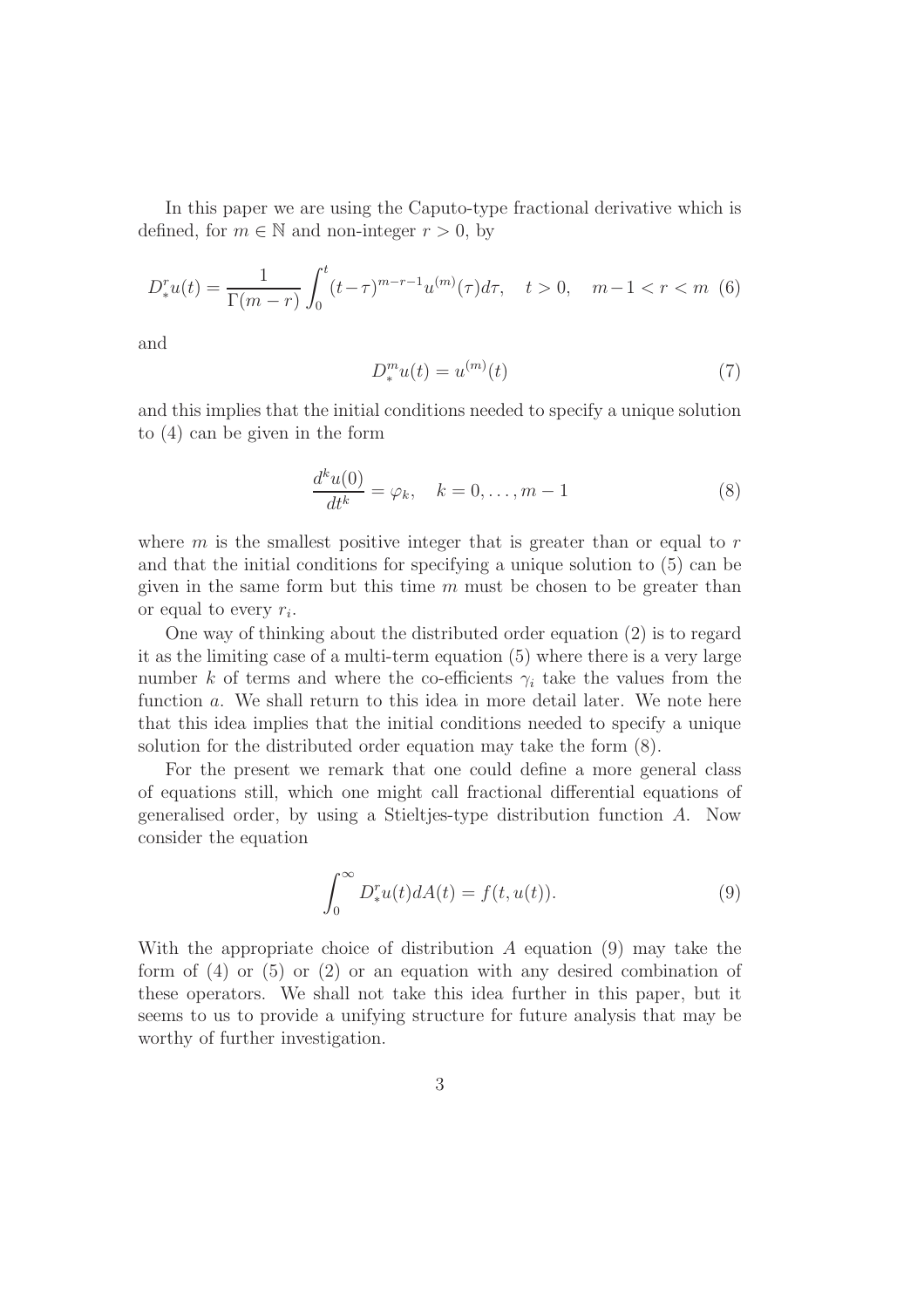In this paper we are using the Caputo-type fractional derivative which is defined, for $m \in \mathbb{N}$ and non-integer $r > 0$, by

$$D_*^r u(t) = \frac{1}{\Gamma(m-r)} \int_0^t (t-\tau)^{m-r-1} u^{(m)}(\tau) d\tau, \quad t > 0, \quad m-1 < r < m \quad (6)$$

and

$$D_*^m u(t) = u^{(m)}(t) \quad (7)$$

and this implies that the initial conditions needed to specify a unique solution to (4) can be given in the form

$$\frac{d^k u(0)}{dt^k} = \varphi_k, \quad k = 0, \ldots, m-1 \quad (8)$$

where $m$ is the smallest positive integer that is greater than or equal to $r$ and that the initial conditions for specifying a unique solution to (5) can be given in the same form but this time $m$ must be chosen to be greater than or equal to every $r_i$.

One way of thinking about the distributed order equation (2) is to regard it as the limiting case of a multi-term equation (5) where there is a very large number $k$ of terms and where the co-efficients $\gamma_i$ take the values from the function $a$. We shall return to this idea in more detail later. We note here that this idea implies that the initial conditions needed to specify a unique solution for the distributed order equation may take the form (8).

For the present we remark that one could define a more general class of equations still, which one might call fractional differential equations of generalised order, by using a Stieltjes-type distribution function $A$. Now consider the equation

$$\int_0^\infty D_*^r u(t) dA(t) = f(t, u(t)). \quad (9)$$

With the appropriate choice of distribution $A$ equation (9) may take the form of (4) or (5) or (2) or an equation with any desired combination of these operators. We shall not take this idea further in this paper, but it seems to us to provide a unifying structure for future analysis that may be worthy of further investigation.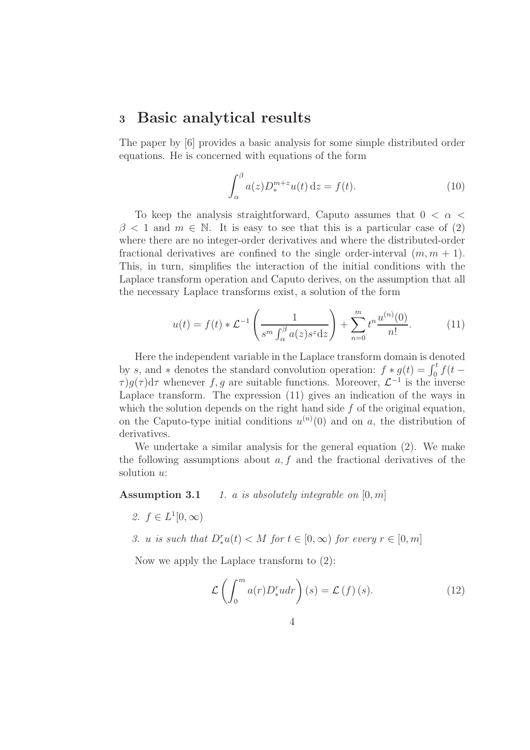## 3 Basic analytical results

The paper by [6] provides a basic analysis for some simple distributed order equations. He is concerned with equations of the form

$$\int_{\alpha}^{\beta} a(z) D_*^{m+z} u(t)\, \mathrm{d}z = f(t). \tag{10}$$

To keep the analysis straightforward, Caputo assumes that $0 < \alpha < \beta < 1$ and $m \in \mathbb{N}$. It is easy to see that this is a particular case of (2) where there are no integer-order derivatives and where the distributed-order fractional derivatives are confined to the single order-interval $(m, m+1)$. This, in turn, simplifies the interaction of the initial conditions with the Laplace transform operation and Caputo derives, on the assumption that all the necessary Laplace transforms exist, a solution of the form

$$u(t) = f(t) * \mathcal{L}^{-1}\left(\frac{1}{s^m \int_{\alpha}^{\beta} a(z) s^z \mathrm{d}z}\right) + \sum_{n=0}^{m} t^n \frac{u^{(n)}(0)}{n!}. \tag{11}$$

Here the independent variable in the Laplace transform domain is denoted by $s$, and $*$ denotes the standard convolution operation: $f * g(t) = \int_0^t f(t-\tau) g(\tau) \mathrm{d}\tau$ whenever $f, g$ are suitable functions. Moreover, $\mathcal{L}^{-1}$ is the inverse Laplace transform. The expression (11) gives an indication of the ways in which the solution depends on the right hand side $f$ of the original equation, on the Caputo-type initial conditions $u^{(n)}(0)$ and on $a$, the distribution of derivatives.

We undertake a similar analysis for the general equation (2). We make the following assumptions about $a, f$ and the fractional derivatives of the solution $u$:

**Assumption 3.1** *1. $a$ is absolutely integrable on $[0, m]$*

*2. $f \in L^1[0, \infty)$*

*3. $u$ is such that $D_*^r u(t) < M$ for $t \in [0, \infty)$ for every $r \in [0, m]$*

Now we apply the Laplace transform to (2):

$$\mathcal{L}\left(\int_0^m a(r) D_*^r u dr\right)(s) = \mathcal{L}(f)(s). \tag{12}$$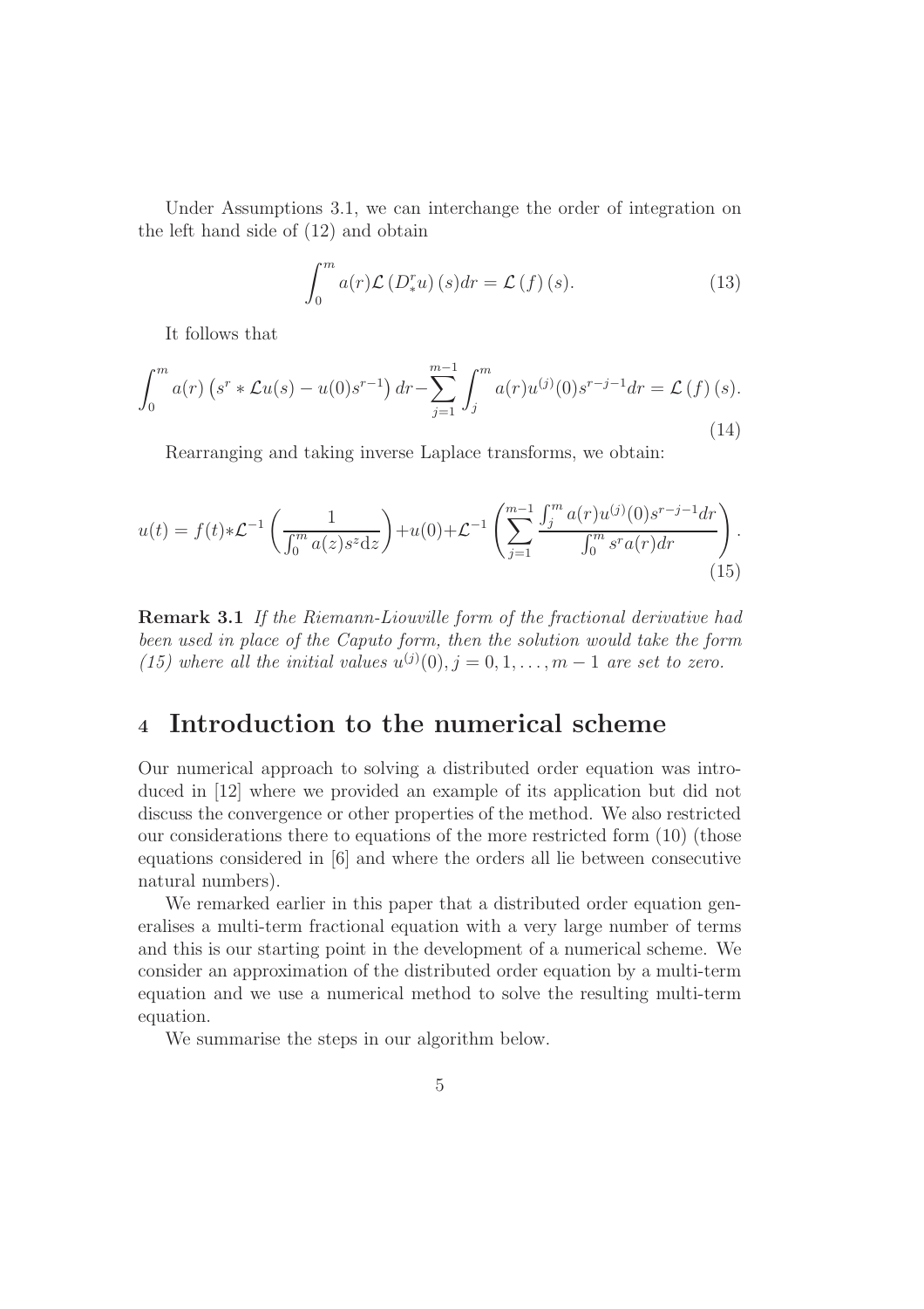Under Assumptions 3.1, we can interchange the order of integration on the left hand side of (12) and obtain

$$\int_0^m a(r)\mathcal{L}\left(D_*^r u\right)(s)dr = \mathcal{L}\left(f\right)(s). \tag{13}$$

It follows that

$$\int_0^m a(r)\left(s^r * \mathcal{L}u(s) - u(0)s^{r-1}\right)dr - \sum_{j=1}^{m-1}\int_j^m a(r)u^{(j)}(0)s^{r-j-1}dr = \mathcal{L}\left(f\right)(s). \tag{14}$$

Rearranging and taking inverse Laplace transforms, we obtain:

$$u(t) = f(t) * \mathcal{L}^{-1}\left(\frac{1}{\int_0^m a(z)s^z \mathrm{d}z}\right) + u(0) + \mathcal{L}^{-1}\left(\sum_{j=1}^{m-1}\frac{\int_j^m a(r)u^{(j)}(0)s^{r-j-1}dr}{\int_0^m s^r a(r)dr}\right). \tag{15}$$

**Remark 3.1** *If the Riemann-Liouville form of the fractional derivative had been used in place of the Caputo form, then the solution would take the form (15) where all the initial values $u^{(j)}(0), j = 0, 1, \ldots, m-1$ are set to zero.*

# 4 Introduction to the numerical scheme

Our numerical approach to solving a distributed order equation was introduced in [12] where we provided an example of its application but did not discuss the convergence or other properties of the method. We also restricted our considerations there to equations of the more restricted form (10) (those equations considered in [6] and where the orders all lie between consecutive natural numbers).

We remarked earlier in this paper that a distributed order equation generalises a multi-term fractional equation with a very large number of terms and this is our starting point in the development of a numerical scheme. We consider an approximation of the distributed order equation by a multi-term equation and we use a numerical method to solve the resulting multi-term equation.

We summarise the steps in our algorithm below.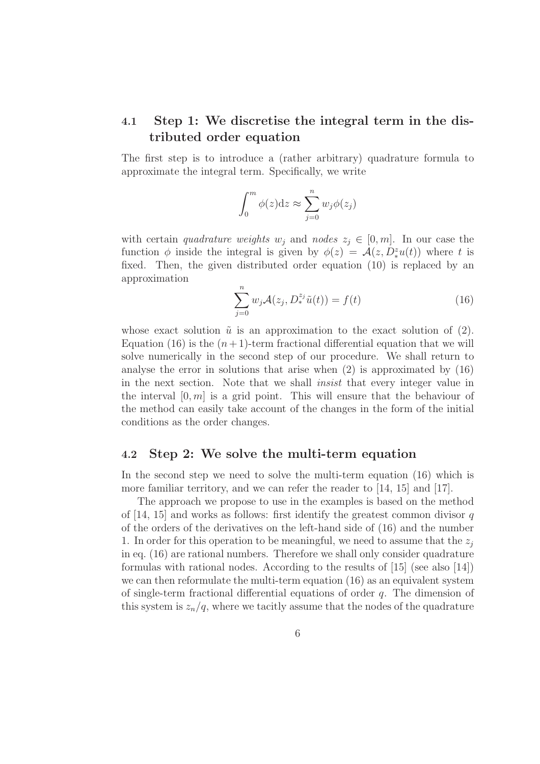### 4.1 Step 1: We discretise the integral term in the distributed order equation

The first step is to introduce a (rather arbitrary) quadrature formula to approximate the integral term. Specifically, we write

$$\int_0^m \phi(z)\mathrm{d}z \approx \sum_{j=0}^{n} w_j \phi(z_j)$$

with certain *quadrature weights* $w_j$ and *nodes* $z_j \in [0, m]$. In our case the function $\phi$ inside the integral is given by $\phi(z) = \mathcal{A}(z, D_*^z u(t))$ where $t$ is fixed. Then, the given distributed order equation (10) is replaced by an approximation

$$\sum_{j=0}^{n} w_j \mathcal{A}(z_j, D_*^{z_j} \tilde{u}(t)) = f(t) \tag{16}$$

whose exact solution $\tilde{u}$ is an approximation to the exact solution of (2). Equation (16) is the $(n+1)$-term fractional differential equation that we will solve numerically in the second step of our procedure. We shall return to analyse the error in solutions that arise when (2) is approximated by (16) in the next section. Note that we shall *insist* that every integer value in the interval $[0, m]$ is a grid point. This will ensure that the behaviour of the method can easily take account of the changes in the form of the initial conditions as the order changes.

### 4.2 Step 2: We solve the multi-term equation

In the second step we need to solve the multi-term equation (16) which is more familiar territory, and we can refer the reader to [14, 15] and [17].

The approach we propose to use in the examples is based on the method of [14, 15] and works as follows: first identify the greatest common divisor $q$ of the orders of the derivatives on the left-hand side of (16) and the number 1. In order for this operation to be meaningful, we need to assume that the $z_j$ in eq. (16) are rational numbers. Therefore we shall only consider quadrature formulas with rational nodes. According to the results of [15] (see also [14]) we can then reformulate the multi-term equation (16) as an equivalent system of single-term fractional differential equations of order $q$. The dimension of this system is $z_n/q$, where we tacitly assume that the nodes of the quadrature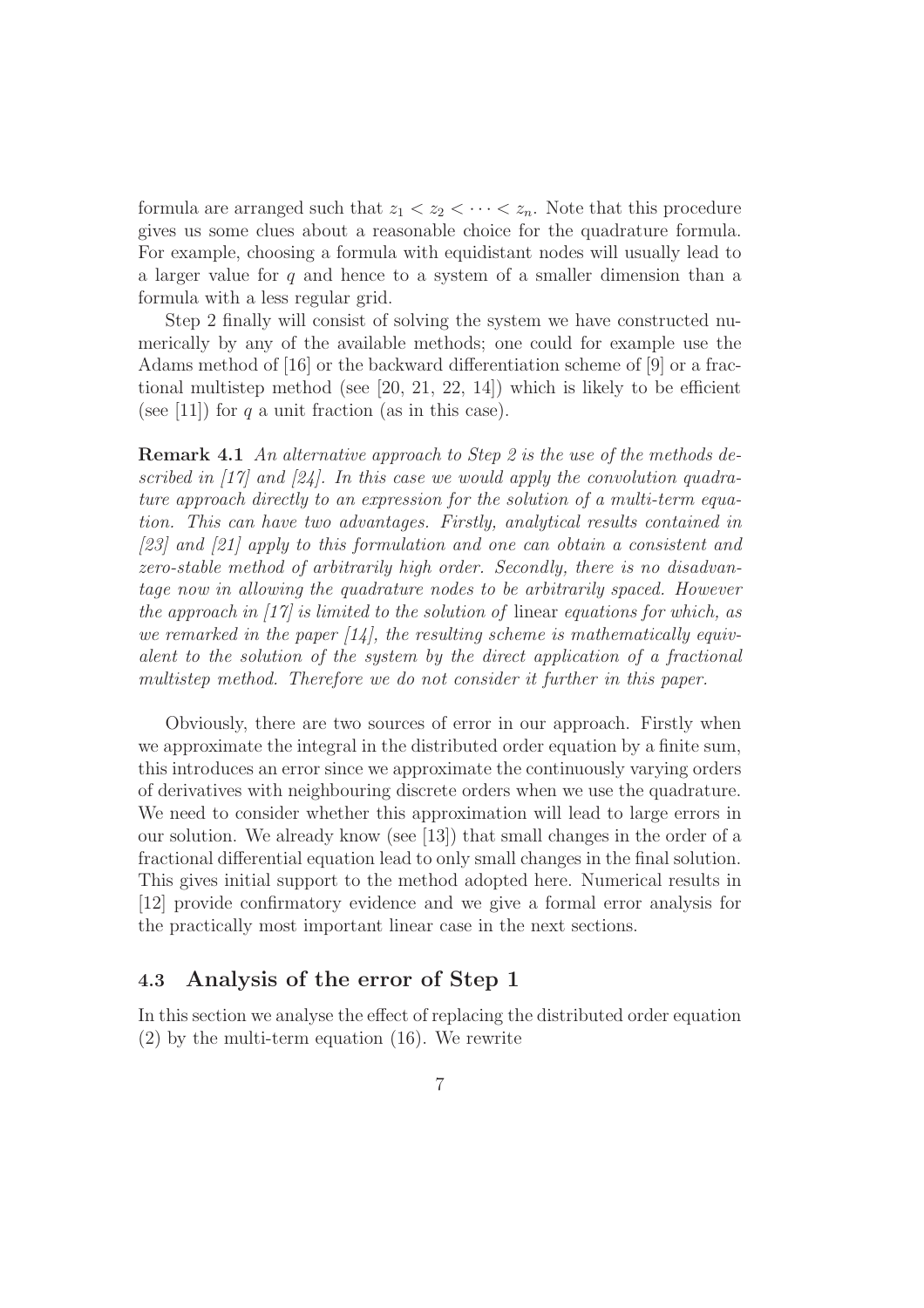formula are arranged such that $z_1 < z_2 < \cdots < z_n$. Note that this procedure gives us some clues about a reasonable choice for the quadrature formula. For example, choosing a formula with equidistant nodes will usually lead to a larger value for $q$ and hence to a system of a smaller dimension than a formula with a less regular grid.

Step 2 finally will consist of solving the system we have constructed numerically by any of the available methods; one could for example use the Adams method of [16] or the backward differentiation scheme of [9] or a fractional multistep method (see [20, 21, 22, 14]) which is likely to be efficient (see [11]) for $q$ a unit fraction (as in this case).

**Remark 4.1** *An alternative approach to Step 2 is the use of the methods described in [17] and [24]. In this case we would apply the convolution quadrature approach directly to an expression for the solution of a multi-term equation. This can have two advantages. Firstly, analytical results contained in [23] and [21] apply to this formulation and one can obtain a consistent and zero-stable method of arbitrarily high order. Secondly, there is no disadvantage now in allowing the quadrature nodes to be arbitrarily spaced. However the approach in [17] is limited to the solution of* linear *equations for which, as we remarked in the paper [14], the resulting scheme is mathematically equivalent to the solution of the system by the direct application of a fractional multistep method. Therefore we do not consider it further in this paper.*

Obviously, there are two sources of error in our approach. Firstly when we approximate the integral in the distributed order equation by a finite sum, this introduces an error since we approximate the continuously varying orders of derivatives with neighbouring discrete orders when we use the quadrature. We need to consider whether this approximation will lead to large errors in our solution. We already know (see [13]) that small changes in the order of a fractional differential equation lead to only small changes in the final solution. This gives initial support to the method adopted here. Numerical results in [12] provide confirmatory evidence and we give a formal error analysis for the practically most important linear case in the next sections.

### 4.3 Analysis of the error of Step 1

In this section we analyse the effect of replacing the distributed order equation (2) by the multi-term equation (16). We rewrite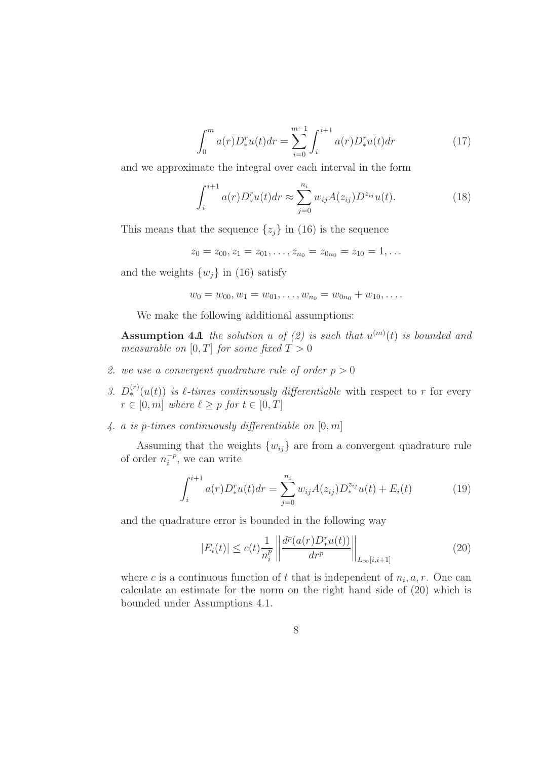$$\int_0^m a(r)D_*^r u(t)dr = \sum_{i=0}^{m-1} \int_i^{i+1} a(r)D_*^r u(t)dr \tag{17}$$

and we approximate the integral over each interval in the form

$$\int_i^{i+1} a(r)D_*^r u(t)dr \approx \sum_{j=0}^{n_i} w_{ij} A(z_{ij}) D^{z_{ij}} u(t). \tag{18}$$

This means that the sequence $\{z_j\}$ in (16) is the sequence

$$z_0 = z_{00}, z_1 = z_{01}, \ldots, z_{n_0} = z_{0n_0} = z_{10} = 1, \ldots$$

and the weights $\{w_j\}$ in (16) satisfy

$$w_0 = w_{00}, w_1 = w_{01}, \ldots, w_{n_0} = w_{0n_0} + w_{10}, \ldots.$$

We make the following additional assumptions:

**Assumption 4.1** 1. *the solution $u$ of (2) is such that $u^{(m)}(t)$ is bounded and measurable on $[0, T]$ for some fixed $T > 0$*

2. *we use a convergent quadrature rule of order $p > 0$*
3. *$D_*^{(r)}(u(t))$ is $\ell$-times continuously differentiable* with respect to $r$ for every $r \in [0, m]$ *where $\ell \geq p$ for $t \in [0, T]$*
4. *$a$ is $p$-times continuously differentiable on $[0, m]$*

Assuming that the weights $\{w_{ij}\}$ are from a convergent quadrature rule of order $n_i^{-p}$, we can write

$$\int_i^{i+1} a(r)D_*^r u(t)dr = \sum_{j=0}^{n_i} w_{ij} A(z_{ij}) D_*^{z_{ij}} u(t) + E_i(t) \tag{19}$$

and the quadrature error is bounded in the following way

$$|E_i(t)| \leq c(t) \frac{1}{n_i^p} \left\| \frac{d^p(a(r)D_*^r u(t))}{dr^p} \right\|_{L_\infty[i,i+1]} \tag{20}$$

where $c$ is a continuous function of $t$ that is independent of $n_i, a, r$. One can calculate an estimate for the norm on the right hand side of (20) which is bounded under Assumptions 4.1.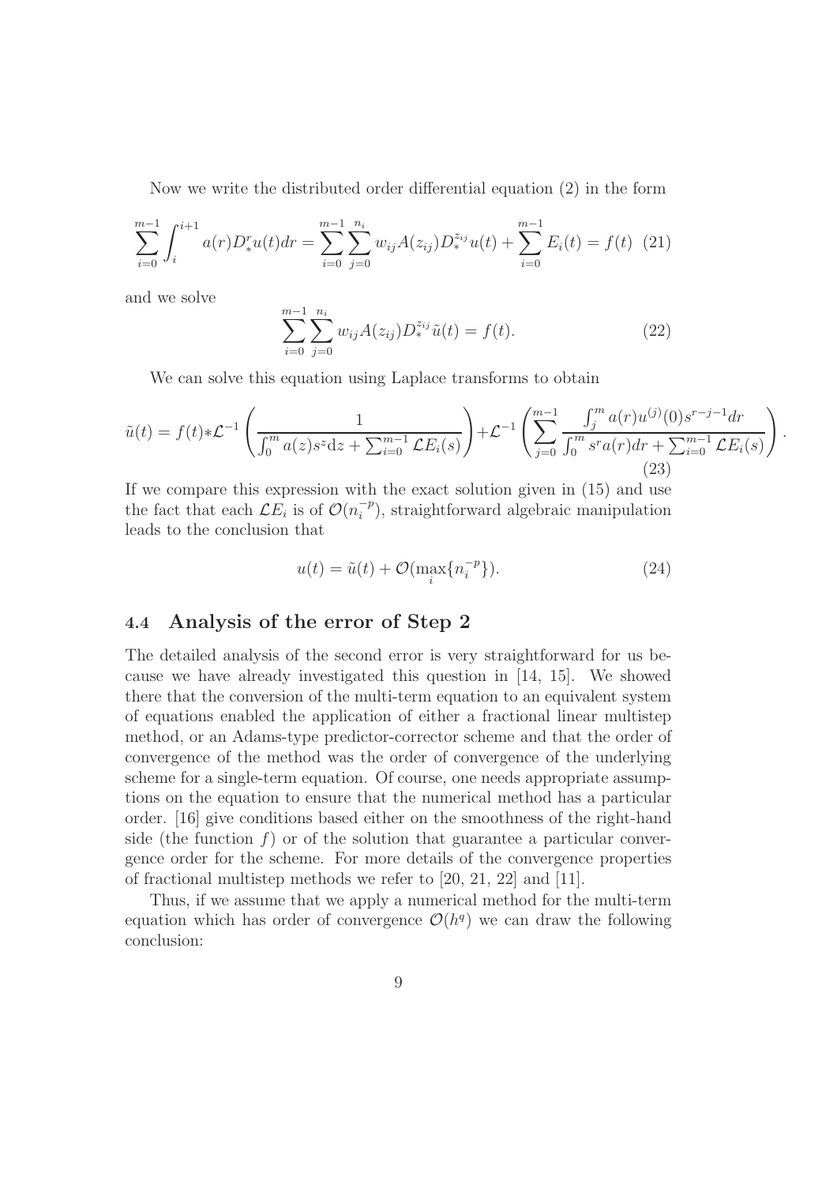Now we write the distributed order differential equation (2) in the form

$$\sum_{i=0}^{m-1} \int_i^{i+1} a(r) D_*^r u(t) dr = \sum_{i=0}^{m-1} \sum_{j=0}^{n_i} w_{ij} A(z_{ij}) D_*^{z_{ij}} u(t) + \sum_{i=0}^{m-1} E_i(t) = f(t) \quad (21)$$

and we solve

$$\sum_{i=0}^{m-1} \sum_{j=0}^{n_i} w_{ij} A(z_{ij}) D_*^{z_{ij}} \tilde{u}(t) = f(t). \quad (22)$$

We can solve this equation using Laplace transforms to obtain

$$\tilde{u}(t) = f(t) * \mathcal{L}^{-1}\left(\frac{1}{\int_0^m a(z) s^z \mathrm{d}z + \sum_{i=0}^{m-1} \mathcal{L}E_i(s)}\right) + \mathcal{L}^{-1}\left(\sum_{j=0}^{m-1} \frac{\int_j^m a(r) u^{(j)}(0) s^{r-j-1} dr}{\int_0^m s^r a(r) dr + \sum_{i=0}^{m-1} \mathcal{L}E_i(s)}\right). \quad (23)$$

If we compare this expression with the exact solution given in (15) and use the fact that each $\mathcal{L}E_i$ is of $\mathcal{O}(n_i^{-p})$, straightforward algebraic manipulation leads to the conclusion that

$$u(t) = \tilde{u}(t) + \mathcal{O}(\max_i \{n_i^{-p}\}). \quad (24)$$

### 4.4 Analysis of the error of Step 2

The detailed analysis of the second error is very straightforward for us because we have already investigated this question in [14, 15]. We showed there that the conversion of the multi-term equation to an equivalent system of equations enabled the application of either a fractional linear multistep method, or an Adams-type predictor-corrector scheme and that the order of convergence of the method was the order of convergence of the underlying scheme for a single-term equation. Of course, one needs appropriate assumptions on the equation to ensure that the numerical method has a particular order. [16] give conditions based either on the smoothness of the right-hand side (the function $f$) or of the solution that guarantee a particular convergence order for the scheme. For more details of the convergence properties of fractional multistep methods we refer to [20, 21, 22] and [11].

Thus, if we assume that we apply a numerical method for the multi-term equation which has order of convergence $\mathcal{O}(h^q)$ we can draw the following conclusion: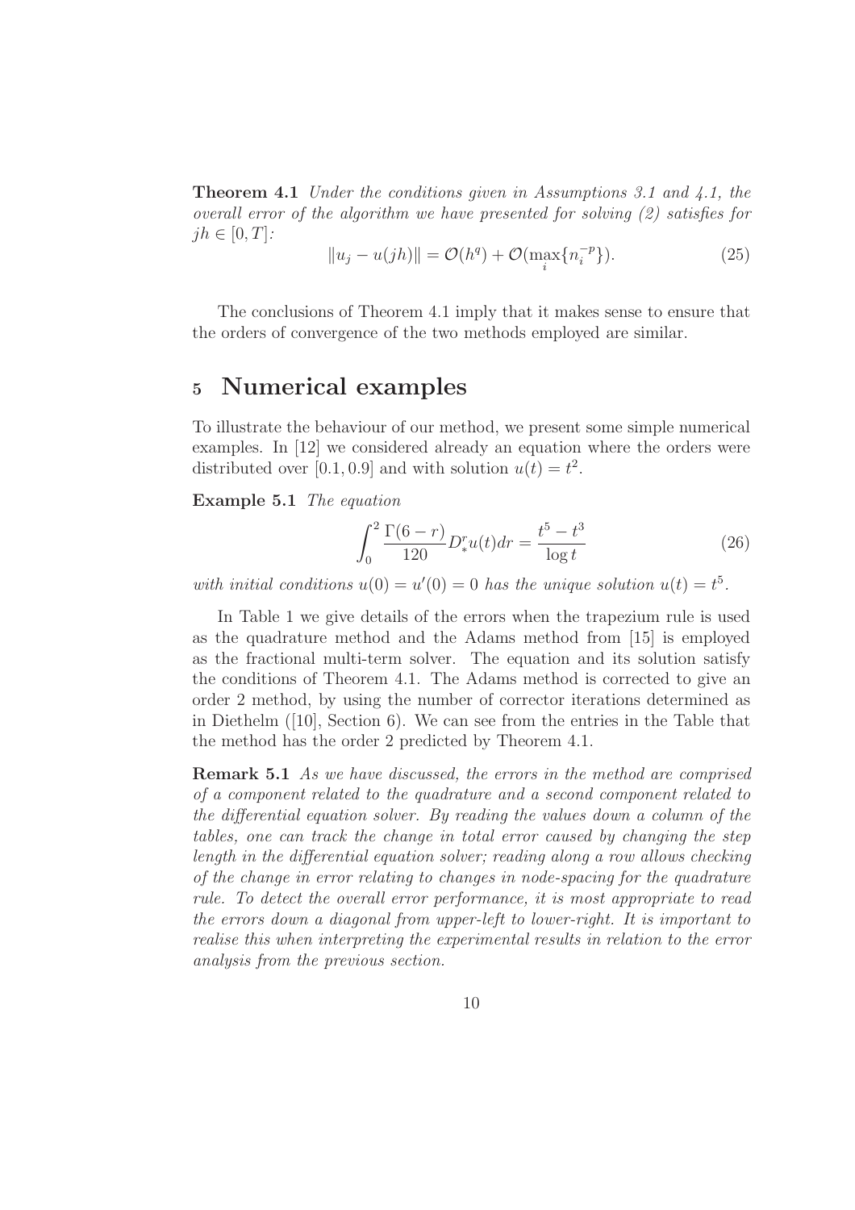**Theorem 4.1** *Under the conditions given in Assumptions 3.1 and 4.1, the overall error of the algorithm we have presented for solving (2) satisfies for* $jh \in [0, T]$*:*

$$\|u_j - u(jh)\| = \mathcal{O}(h^q) + \mathcal{O}(\max_i \{n_i^{-p}\}). \tag{25}$$

The conclusions of Theorem 4.1 imply that it makes sense to ensure that the orders of convergence of the two methods employed are similar.

# 5 Numerical examples

To illustrate the behaviour of our method, we present some simple numerical examples. In [12] we considered already an equation where the orders were distributed over $[0.1, 0.9]$ and with solution $u(t) = t^2$.

**Example 5.1** *The equation*

$$\int_0^2 \frac{\Gamma(6-r)}{120} D_*^r u(t) dr = \frac{t^5 - t^3}{\log t} \tag{26}$$

*with initial conditions* $u(0) = u'(0) = 0$ *has the unique solution* $u(t) = t^5$.

In Table 1 we give details of the errors when the trapezium rule is used as the quadrature method and the Adams method from [15] is employed as the fractional multi-term solver. The equation and its solution satisfy the conditions of Theorem 4.1. The Adams method is corrected to give an order 2 method, by using the number of corrector iterations determined as in Diethelm ([10], Section 6). We can see from the entries in the Table that the method has the order 2 predicted by Theorem 4.1.

**Remark 5.1** *As we have discussed, the errors in the method are comprised of a component related to the quadrature and a second component related to the differential equation solver. By reading the values down a column of the tables, one can track the change in total error caused by changing the step length in the differential equation solver; reading along a row allows checking of the change in error relating to changes in node-spacing for the quadrature rule. To detect the overall error performance, it is most appropriate to read the errors down a diagonal from upper-left to lower-right. It is important to realise this when interpreting the experimental results in relation to the error analysis from the previous section.*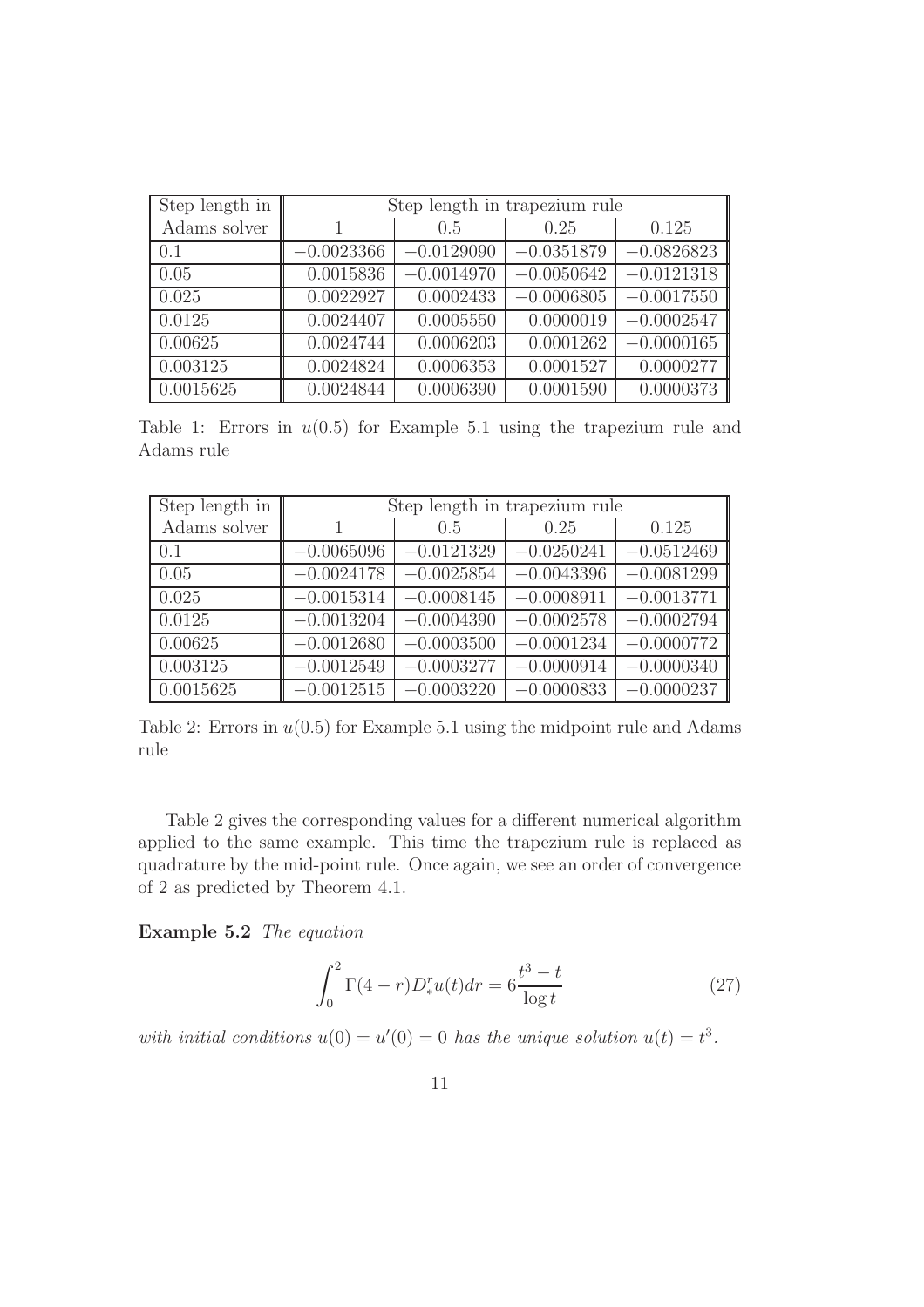| Step length in Adams solver | Step length in trapezium rule | | | |
|---|---|---|---|---|
| | 1 | 0.5 | 0.25 | 0.125 |
| 0.1 | −0.0023366 | −0.0129090 | −0.0351879 | −0.0826823 |
| 0.05 | 0.0015836 | −0.0014970 | −0.0050642 | −0.0121318 |
| 0.025 | 0.0022927 | 0.0002433 | −0.0006805 | −0.0017550 |
| 0.0125 | 0.0024407 | 0.0005550 | 0.0000019 | −0.0002547 |
| 0.00625 | 0.0024744 | 0.0006203 | 0.0001262 | −0.0000165 |
| 0.003125 | 0.0024824 | 0.0006353 | 0.0001527 | 0.0000277 |
| 0.0015625 | 0.0024844 | 0.0006390 | 0.0001590 | 0.0000373 |

Table 1: Errors in $u(0.5)$ for Example 5.1 using the trapezium rule and Adams rule

| Step length in Adams solver | Step length in trapezium rule | | | |
|---|---|---|---|---|
| | 1 | 0.5 | 0.25 | 0.125 |
| 0.1 | −0.0065096 | −0.0121329 | −0.0250241 | −0.0512469 |
| 0.05 | −0.0024178 | −0.0025854 | −0.0043396 | −0.0081299 |
| 0.025 | −0.0015314 | −0.0008145 | −0.0008911 | −0.0013771 |
| 0.0125 | −0.0013204 | −0.0004390 | −0.0002578 | −0.0002794 |
| 0.00625 | −0.0012680 | −0.0003500 | −0.0001234 | −0.0000772 |
| 0.003125 | −0.0012549 | −0.0003277 | −0.0000914 | −0.0000340 |
| 0.0015625 | −0.0012515 | −0.0003220 | −0.0000833 | −0.0000237 |

Table 2: Errors in $u(0.5)$ for Example 5.1 using the midpoint rule and Adams rule

Table 2 gives the corresponding values for a different numerical algorithm applied to the same example. This time the trapezium rule is replaced as quadrature by the mid-point rule. Once again, we see an order of convergence of 2 as predicted by Theorem 4.1.

**Example 5.2** *The equation*

$$\int_0^2 \Gamma(4-r) D_*^r u(t) dr = 6\frac{t^3 - t}{\log t} \tag{27}$$

*with initial conditions* $u(0) = u'(0) = 0$ *has the unique solution* $u(t) = t^3$.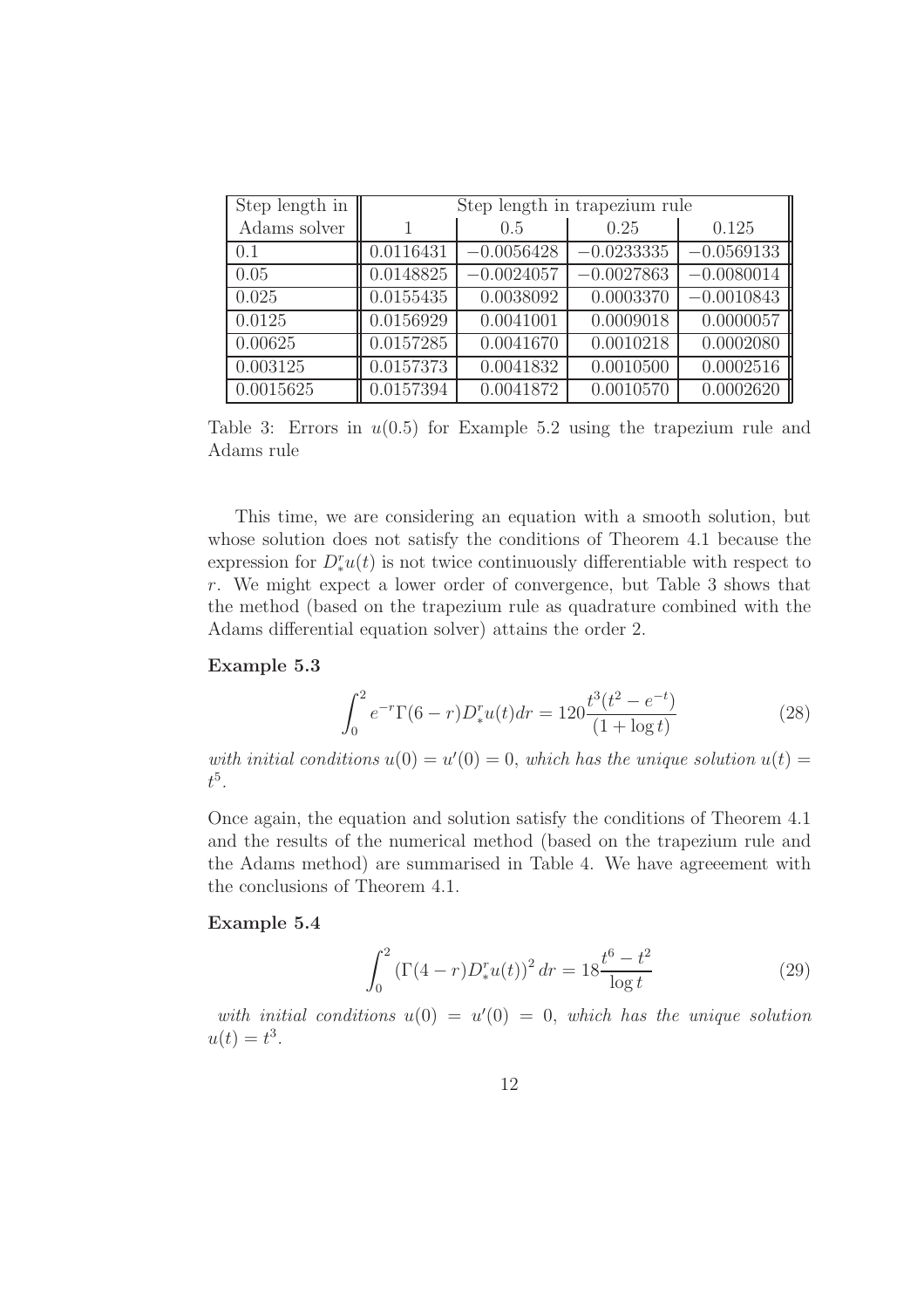| Step length in | Step length in trapezium rule | | | |
|---|---|---|---|---|
| Adams solver | 1 | 0.5 | 0.25 | 0.125 |
| 0.1 | 0.0116431 | −0.0056428 | −0.0233335 | −0.0569133 |
| 0.05 | 0.0148825 | −0.0024057 | −0.0027863 | −0.0080014 |
| 0.025 | 0.0155435 | 0.0038092 | 0.0003370 | −0.0010843 |
| 0.0125 | 0.0156929 | 0.0041001 | 0.0009018 | 0.0000057 |
| 0.00625 | 0.0157285 | 0.0041670 | 0.0010218 | 0.0002080 |
| 0.003125 | 0.0157373 | 0.0041832 | 0.0010500 | 0.0002516 |
| 0.0015625 | 0.0157394 | 0.0041872 | 0.0010570 | 0.0002620 |

Table 3: Errors in $u(0.5)$ for Example 5.2 using the trapezium rule and Adams rule

This time, we are considering an equation with a smooth solution, but whose solution does not satisfy the conditions of Theorem 4.1 because the expression for $D_*^r u(t)$ is not twice continuously differentiable with respect to $r$. We might expect a lower order of convergence, but Table 3 shows that the method (based on the trapezium rule as quadrature combined with the Adams differential equation solver) attains the order 2.

**Example 5.3**

$$\int_0^2 e^{-r}\Gamma(6-r)D_*^r u(t)dr = 120\frac{t^3(t^2-e^{-t})}{(1+\log t)} \tag{28}$$

*with initial conditions $u(0) = u'(0) = 0$, which has the unique solution $u(t) = t^5$.*

Once again, the equation and solution satisfy the conditions of Theorem 4.1 and the results of the numerical method (based on the trapezium rule and the Adams method) are summarised in Table 4. We have agreeement with the conclusions of Theorem 4.1.

**Example 5.4**

$$\int_0^2 \left(\Gamma(4-r)D_*^r u(t)\right)^2 dr = 18\frac{t^6-t^2}{\log t} \tag{29}$$

*with initial conditions $u(0) = u'(0) = 0$, which has the unique solution $u(t) = t^3$.*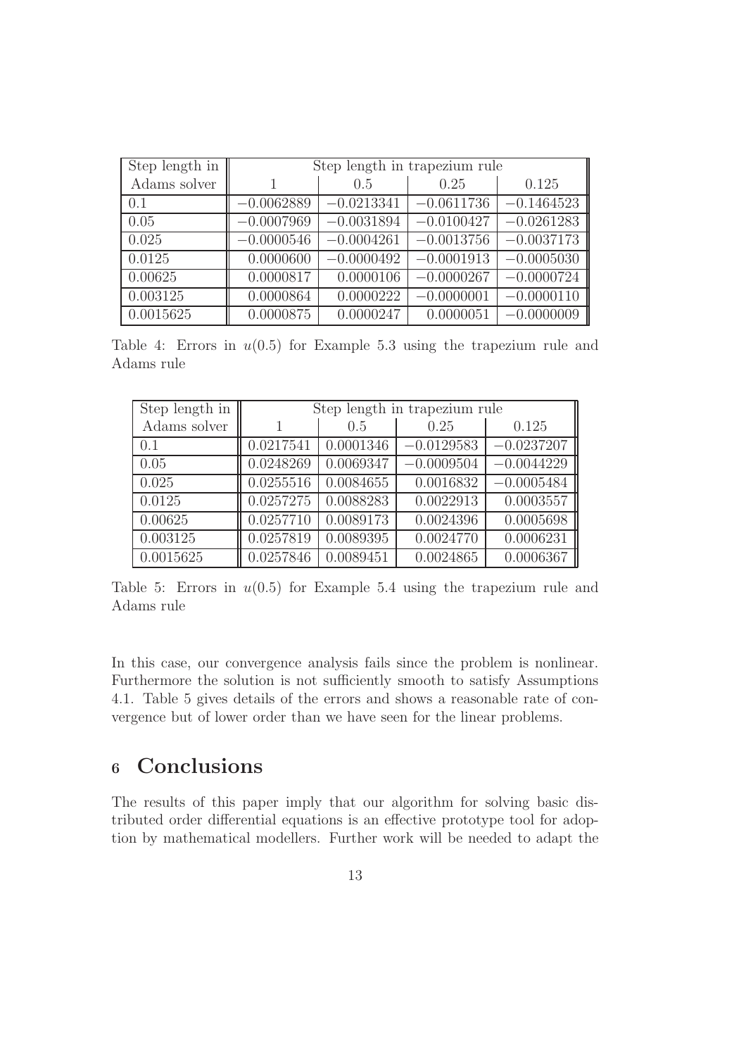| Step length in | Step length in trapezium rule | | | |
|---|---|---|---|---|
| Adams solver | 1 | 0.5 | 0.25 | 0.125 |
| 0.1 | −0.0062889 | −0.0213341 | −0.0611736 | −0.1464523 |
| 0.05 | −0.0007969 | −0.0031894 | −0.0100427 | −0.0261283 |
| 0.025 | −0.0000546 | −0.0004261 | −0.0013756 | −0.0037173 |
| 0.0125 | 0.0000600 | −0.0000492 | −0.0001913 | −0.0005030 |
| 0.00625 | 0.0000817 | 0.0000106 | −0.0000267 | −0.0000724 |
| 0.003125 | 0.0000864 | 0.0000222 | −0.0000001 | −0.0000110 |
| 0.0015625 | 0.0000875 | 0.0000247 | 0.0000051 | −0.0000009 |

Table 4: Errors in $u(0.5)$ for Example 5.3 using the trapezium rule and Adams rule

| Step length in | Step length in trapezium rule | | | |
|---|---|---|---|---|
| Adams solver | 1 | 0.5 | 0.25 | 0.125 |
| 0.1 | 0.0217541 | 0.0001346 | −0.0129583 | −0.0237207 |
| 0.05 | 0.0248269 | 0.0069347 | −0.0009504 | −0.0044229 |
| 0.025 | 0.0255516 | 0.0084655 | 0.0016832 | −0.0005484 |
| 0.0125 | 0.0257275 | 0.0088283 | 0.0022913 | 0.0003557 |
| 0.00625 | 0.0257710 | 0.0089173 | 0.0024396 | 0.0005698 |
| 0.003125 | 0.0257819 | 0.0089395 | 0.0024770 | 0.0006231 |
| 0.0015625 | 0.0257846 | 0.0089451 | 0.0024865 | 0.0006367 |

Table 5: Errors in $u(0.5)$ for Example 5.4 using the trapezium rule and Adams rule

In this case, our convergence analysis fails since the problem is nonlinear. Furthermore the solution is not sufficiently smooth to satisfy Assumptions 4.1. Table 5 gives details of the errors and shows a reasonable rate of convergence but of lower order than we have seen for the linear problems.

## 6 Conclusions

The results of this paper imply that our algorithm for solving basic distributed order differential equations is an effective prototype tool for adoption by mathematical modellers. Further work will be needed to adapt the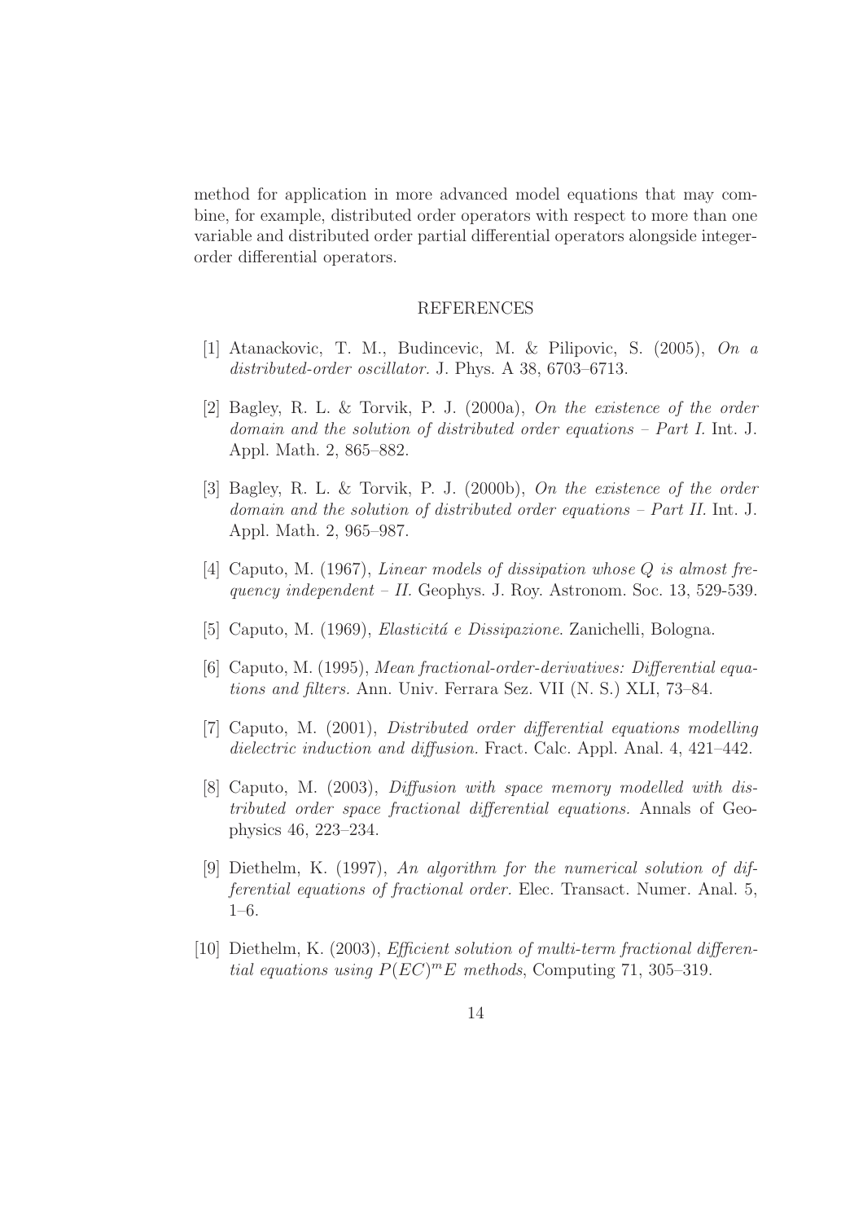method for application in more advanced model equations that may combine, for example, distributed order operators with respect to more than one variable and distributed order partial differential operators alongside integer-order differential operators.

## REFERENCES

[1] Atanackovic, T. M., Budincevic, M. & Pilipovic, S. (2005), *On a distributed-order oscillator*. J. Phys. A 38, 6703–6713.

[2] Bagley, R. L. & Torvik, P. J. (2000a), *On the existence of the order domain and the solution of distributed order equations – Part I.* Int. J. Appl. Math. 2, 865–882.

[3] Bagley, R. L. & Torvik, P. J. (2000b), *On the existence of the order domain and the solution of distributed order equations – Part II.* Int. J. Appl. Math. 2, 965–987.

[4] Caputo, M. (1967), *Linear models of dissipation whose Q is almost frequency independent – II.* Geophys. J. Roy. Astronom. Soc. 13, 529-539.

[5] Caputo, M. (1969), *Elasticitá e Dissipazione*. Zanichelli, Bologna.

[6] Caputo, M. (1995), *Mean fractional-order-derivatives: Differential equations and filters.* Ann. Univ. Ferrara Sez. VII (N. S.) XLI, 73–84.

[7] Caputo, M. (2001), *Distributed order differential equations modelling dielectric induction and diffusion.* Fract. Calc. Appl. Anal. 4, 421–442.

[8] Caputo, M. (2003), *Diffusion with space memory modelled with distributed order space fractional differential equations.* Annals of Geophysics 46, 223–234.

[9] Diethelm, K. (1997), *An algorithm for the numerical solution of differential equations of fractional order*. Elec. Transact. Numer. Anal. 5, 1–6.

[10] Diethelm, K. (2003), *Efficient solution of multi-term fractional differential equations using $P(EC)^mE$ methods*, Computing 71, 305–319.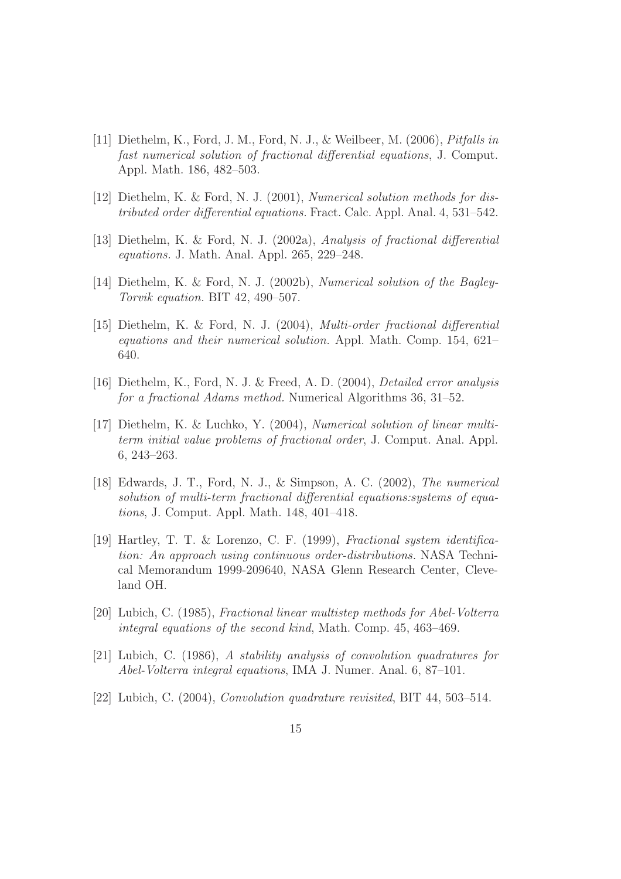[11] Diethelm, K., Ford, J. M., Ford, N. J., & Weilbeer, M. (2006), *Pitfalls in fast numerical solution of fractional differential equations*, J. Comput. Appl. Math. 186, 482–503.

[12] Diethelm, K. & Ford, N. J. (2001), *Numerical solution methods for distributed order differential equations.* Fract. Calc. Appl. Anal. 4, 531–542.

[13] Diethelm, K. & Ford, N. J. (2002a), *Analysis of fractional differential equations.* J. Math. Anal. Appl. 265, 229–248.

[14] Diethelm, K. & Ford, N. J. (2002b), *Numerical solution of the Bagley-Torvik equation.* BIT 42, 490–507.

[15] Diethelm, K. & Ford, N. J. (2004), *Multi-order fractional differential equations and their numerical solution.* Appl. Math. Comp. 154, 621–640.

[16] Diethelm, K., Ford, N. J. & Freed, A. D. (2004), *Detailed error analysis for a fractional Adams method.* Numerical Algorithms 36, 31–52.

[17] Diethelm, K. & Luchko, Y. (2004), *Numerical solution of linear multi-term initial value problems of fractional order*, J. Comput. Anal. Appl. 6, 243–263.

[18] Edwards, J. T., Ford, N. J., & Simpson, A. C. (2002), *The numerical solution of multi-term fractional differential equations:systems of equations*, J. Comput. Appl. Math. 148, 401–418.

[19] Hartley, T. T. & Lorenzo, C. F. (1999), *Fractional system identification: An approach using continuous order-distributions.* NASA Technical Memorandum 1999-209640, NASA Glenn Research Center, Cleveland OH.

[20] Lubich, C. (1985), *Fractional linear multistep methods for Abel-Volterra integral equations of the second kind*, Math. Comp. 45, 463–469.

[21] Lubich, C. (1986), *A stability analysis of convolution quadratures for Abel-Volterra integral equations*, IMA J. Numer. Anal. 6, 87–101.

[22] Lubich, C. (2004), *Convolution quadrature revisited*, BIT 44, 503–514.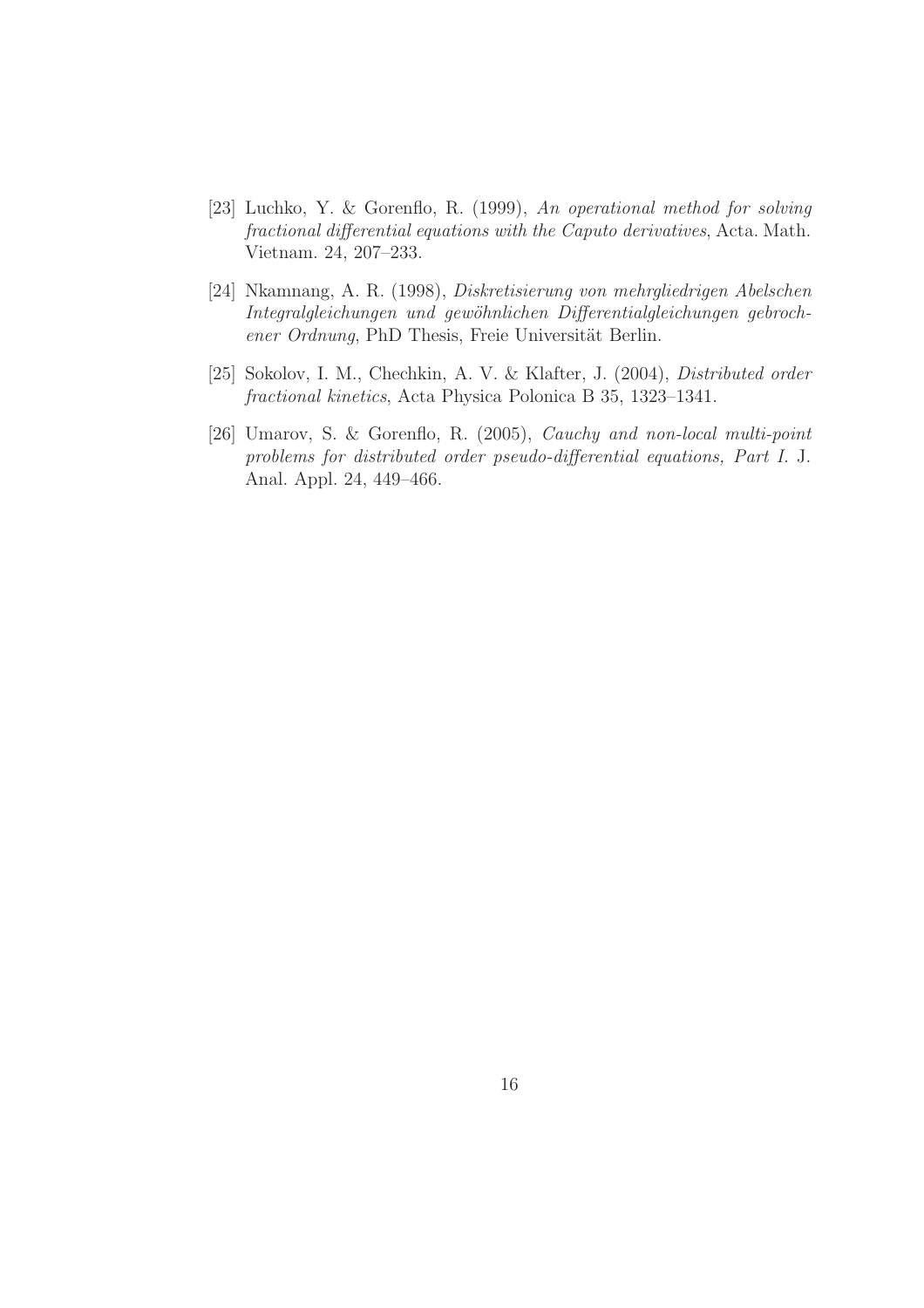[23] Luchko, Y. & Gorenflo, R. (1999), *An operational method for solving fractional differential equations with the Caputo derivatives*, Acta. Math. Vietnam. 24, 207–233.

[24] Nkamnang, A. R. (1998), *Diskretisierung von mehrgliedrigen Abelschen Integralgleichungen und gewöhnlichen Differentialgleichungen gebrochener Ordnung*, PhD Thesis, Freie Universität Berlin.

[25] Sokolov, I. M., Chechkin, A. V. & Klafter, J. (2004), *Distributed order fractional kinetics*, Acta Physica Polonica B 35, 1323–1341.

[26] Umarov, S. & Gorenflo, R. (2005), *Cauchy and non-local multi-point problems for distributed order pseudo-differential equations, Part I.* J. Anal. Appl. 24, 449–466.